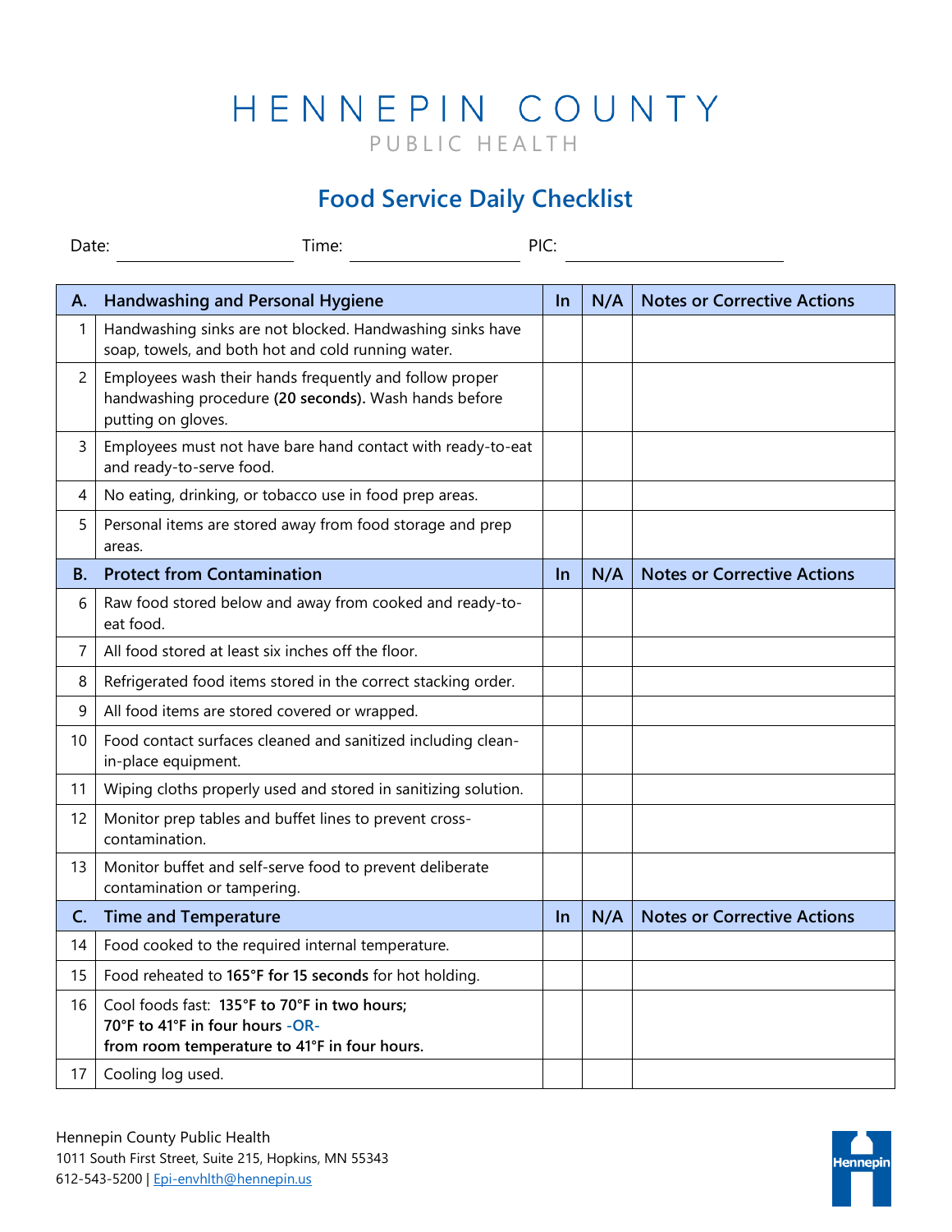# HENNEPIN COUNTY

PUBLIC HEALTH

## Food Service Daily Checklist

Date: ____________________ Time: ____________________ PIC: ________________________

| A. | Handwashing and Personal Hygiene | In | N/A | Notes or Corrective Actions |
|---|---|---|---|---|
| 1 | Handwashing sinks are not blocked. Handwashing sinks have soap, towels, and both hot and cold running water. | | | |
| 2 | Employees wash their hands frequently and follow proper handwashing procedure **(20 seconds).** Wash hands before putting on gloves. | | | |
| 3 | Employees must not have bare hand contact with ready-to-eat and ready-to-serve food. | | | |
| 4 | No eating, drinking, or tobacco use in food prep areas. | | | |
| 5 | Personal items are stored away from food storage and prep areas. | | | |
| **B.** | **Protect from Contamination** | **In** | **N/A** | **Notes or Corrective Actions** |
| 6 | Raw food stored below and away from cooked and ready-to-eat food. | | | |
| 7 | All food stored at least six inches off the floor. | | | |
| 8 | Refrigerated food items stored in the correct stacking order. | | | |
| 9 | All food items are stored covered or wrapped. | | | |
| 10 | Food contact surfaces cleaned and sanitized including clean-in-place equipment. | | | |
| 11 | Wiping cloths properly used and stored in sanitizing solution. | | | |
| 12 | Monitor prep tables and buffet lines to prevent cross-contamination. | | | |
| 13 | Monitor buffet and self-serve food to prevent deliberate contamination or tampering. | | | |
| **C.** | **Time and Temperature** | **In** | **N/A** | **Notes or Corrective Actions** |
| 14 | Food cooked to the required internal temperature. | | | |
| 15 | Food reheated to **165°F for 15 seconds** for hot holding. | | | |
| 16 | Cool foods fast: **135°F to 70°F in two hours; 70°F to 41°F in four hours** -OR- **from room temperature to 41°F in four hours.** | | | |
| 17 | Cooling log used. | | | |

Hennepin County Public Health
1011 South First Street, Suite 215, Hopkins, MN 55343
612-543-5200 | Epi-envhlth@hennepin.us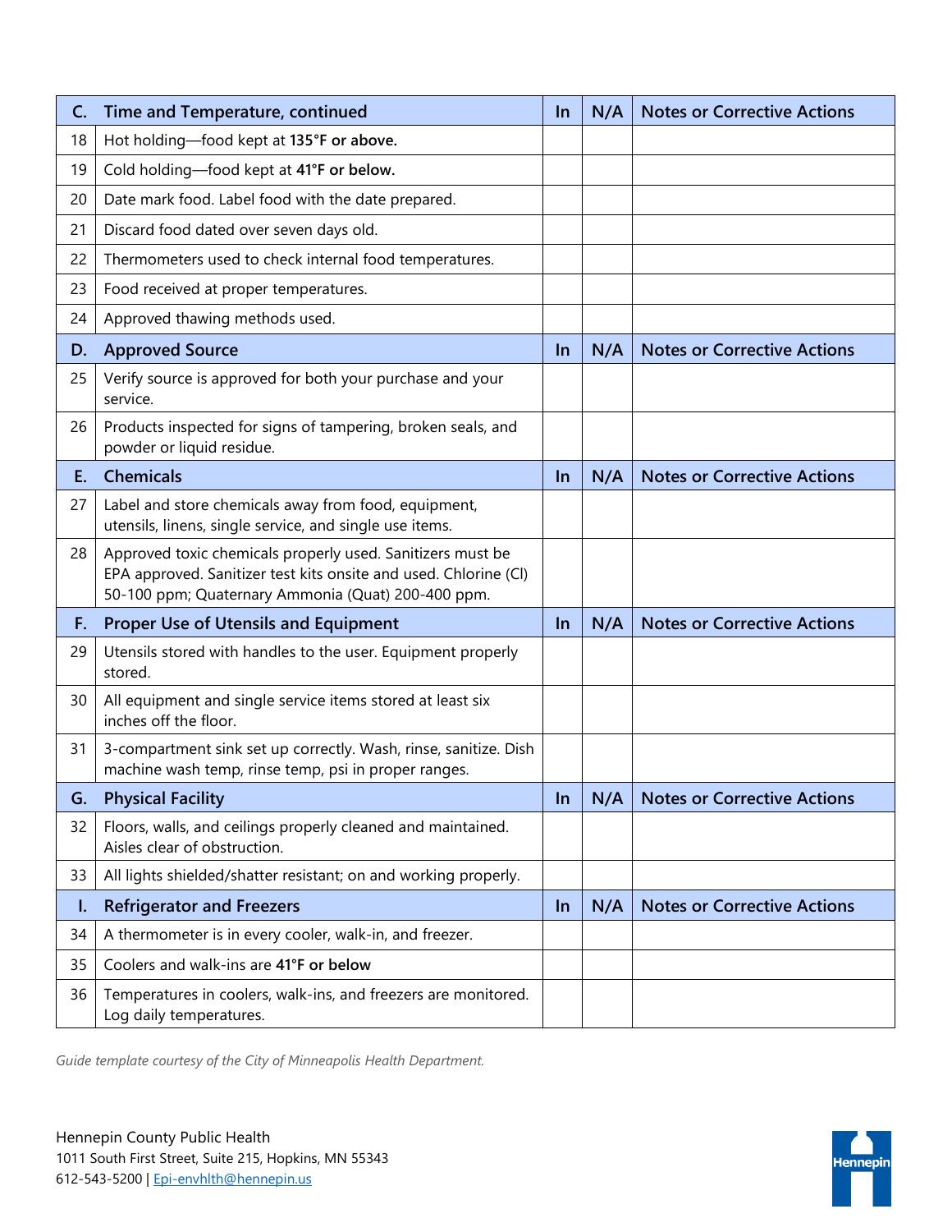| C. | Time and Temperature, continued | In | N/A | Notes or Corrective Actions |
|---|---|---|---|---|
| 18 | Hot holding—food kept at **135°F or above.** | | | |
| 19 | Cold holding—food kept at **41°F or below.** | | | |
| 20 | Date mark food. Label food with the date prepared. | | | |
| 21 | Discard food dated over seven days old. | | | |
| 22 | Thermometers used to check internal food temperatures. | | | |
| 23 | Food received at proper temperatures. | | | |
| 24 | Approved thawing methods used. | | | |
| **D.** | **Approved Source** | **In** | **N/A** | **Notes or Corrective Actions** |
| 25 | Verify source is approved for both your purchase and your service. | | | |
| 26 | Products inspected for signs of tampering, broken seals, and powder or liquid residue. | | | |
| **E.** | **Chemicals** | **In** | **N/A** | **Notes or Corrective Actions** |
| 27 | Label and store chemicals away from food, equipment, utensils, linens, single service, and single use items. | | | |
| 28 | Approved toxic chemicals properly used. Sanitizers must be EPA approved. Sanitizer test kits onsite and used. Chlorine (Cl) 50-100 ppm; Quaternary Ammonia (Quat) 200-400 ppm. | | | |
| **F.** | **Proper Use of Utensils and Equipment** | **In** | **N/A** | **Notes or Corrective Actions** |
| 29 | Utensils stored with handles to the user. Equipment properly stored. | | | |
| 30 | All equipment and single service items stored at least six inches off the floor. | | | |
| 31 | 3-compartment sink set up correctly. Wash, rinse, sanitize. Dish machine wash temp, rinse temp, psi in proper ranges. | | | |
| **G.** | **Physical Facility** | **In** | **N/A** | **Notes or Corrective Actions** |
| 32 | Floors, walls, and ceilings properly cleaned and maintained. Aisles clear of obstruction. | | | |
| 33 | All lights shielded/shatter resistant; on and working properly. | | | |
| **I.** | **Refrigerator and Freezers** | **In** | **N/A** | **Notes or Corrective Actions** |
| 34 | A thermometer is in every cooler, walk-in, and freezer. | | | |
| 35 | Coolers and walk-ins are **41°F or below** | | | |
| 36 | Temperatures in coolers, walk-ins, and freezers are monitored. Log daily temperatures. | | | |

*Guide template courtesy of the City of Minneapolis Health Department.*

Hennepin County Public Health
1011 South First Street, Suite 215, Hopkins, MN 55343
612-543-5200 | Epi-envhlth@hennepin.us